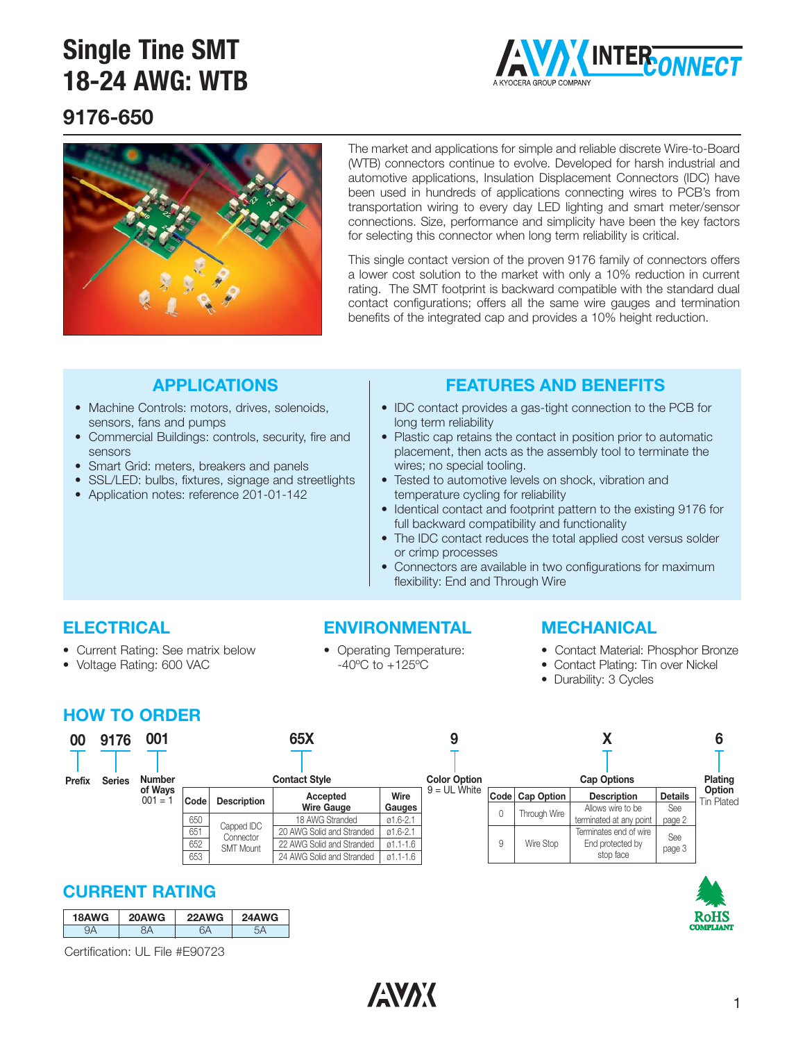# Single Tine SMT 18-24 AWG: WTB

## 9176-650

The market and applications for simple and reliable discrete Wire-to-Board (WTB) connectors continue to evolve. Developed for harsh industrial and automotive applications, Insulation Displacement Connectors (IDC) have been used in hundreds of applications connecting wires to PCB's from transportation wiring to every day LED lighting and smart meter/sensor connections. Size, performance and simplicity have been the key factors for selecting this connector when long term reliability is critical.

This single contact version of the proven 9176 family of connectors offers a lower cost solution to the market with only a 10% reduction in current rating. The SMT footprint is backward compatible with the standard dual contact configurations; offers all the same wire gauges and termination benefits of the integrated cap and provides a 10% height reduction.

## APPLICATIONS

- Machine Controls: motors, drives, solenoids, sensors, fans and pumps
- Commercial Buildings: controls, security, fire and sensors
- Smart Grid: meters, breakers and panels
- SSL/LED: bulbs, fixtures, signage and streetlights
- Application notes: reference 201-01-142

## FEATURES AND BENEFITS

- IDC contact provides a gas-tight connection to the PCB for long term reliability
- Plastic cap retains the contact in position prior to automatic placement, then acts as the assembly tool to terminate the wires; no special tooling.
- Tested to automotive levels on shock, vibration and temperature cycling for reliability
- Identical contact and footprint pattern to the existing 9176 for full backward compatibility and functionality
- The IDC contact reduces the total applied cost versus solder or crimp processes
- Connectors are available in two configurations for maximum flexibility: End and Through Wire

## ELECTRICAL

- Current Rating: See matrix below
- Voltage Rating: 600 VAC

## ENVIRONMENTAL

- Operating Temperature: -40ºC to +125ºC

## MECHANICAL

- Contact Material: Phosphor Bronze
- Contact Plating: Tin over Nickel
- Durability: 3 Cycles

## HOW TO ORDER

| 00 | 9176 | 001 | 65X | 9 | X | 6 |
|---|---|---|---|---|---|---|
| Prefix | Series | Number of Ways<br>001 = 1 | Contact Style | Color Option<br>9 = UL White | Cap Options | Plating Option<br>Tin Plated |

**Contact Style**

| Code | Description | Accepted Wire Gauge | Wire Gauges |
|---|---|---|---|
| 650 | Capped IDC Connector SMT Mount | 18 AWG Stranded | ø1.6-2.1 |
| 651 | | 20 AWG Solid and Stranded | ø1.6-2.1 |
| 652 | | 22 AWG Solid and Stranded | ø1.1-1.6 |
| 653 | | 24 AWG Solid and Stranded | ø1.1-1.6 |

**Cap Options**

| Code | Cap Option | Description | Details |
|---|---|---|---|
| 0 | Through Wire | Allows wire to be terminated at any point | See page 2 |
| 9 | Wire Stop | Terminates end of wire End protected by stop face | See page 3 |

## CURRENT RATING

| 18AWG | 20AWG | 22AWG | 24AWG |
|---|---|---|---|
| 9A | 8A | 6A | 5A |

Certification: UL File #E90723

RoHS COMPLIANT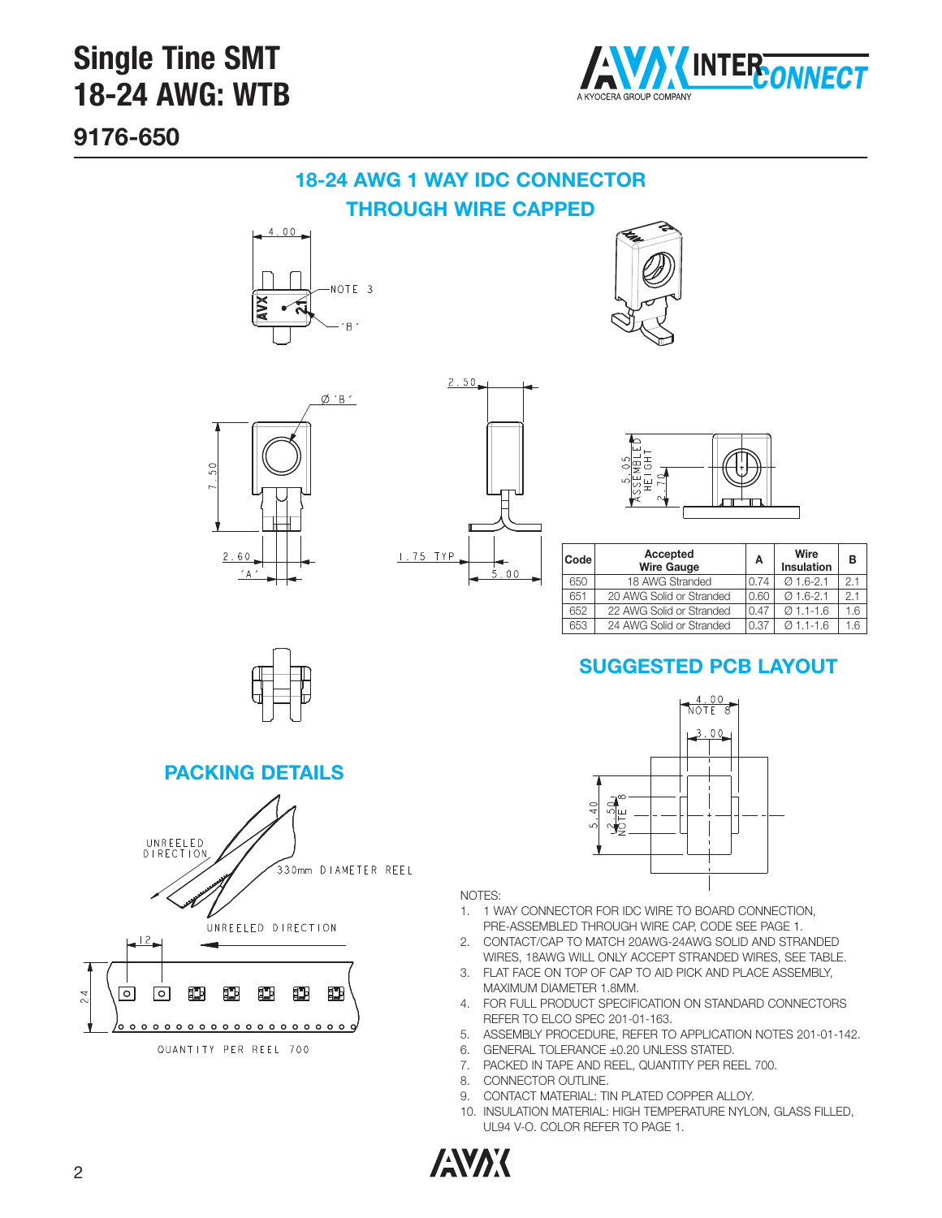# Single Tine SMT 18-24 AWG: WTB

## 9176-650

## 18-24 AWG 1 WAY IDC CONNECTOR THROUGH WIRE CAPPED

| Code | Accepted Wire Gauge | A | Wire Insulation | B |
|---|---|---|---|---|
| 650 | 18 AWG Stranded | 0.74 | Ø 1.6-2.1 | 2.1 |
| 651 | 20 AWG Solid or Stranded | 0.60 | Ø 1.6-2.1 | 2.1 |
| 652 | 22 AWG Solid or Stranded | 0.47 | Ø 1.1-1.6 | 1.6 |
| 653 | 24 AWG Solid or Stranded | 0.37 | Ø 1.1-1.6 | 1.6 |

## SUGGESTED PCB LAYOUT

## PACKING DETAILS

UNREELED DIRECTION

330mm DIAMETER REEL

QUANTITY PER REEL 700

NOTES:

1. 1 WAY CONNECTOR FOR IDC WIRE TO BOARD CONNECTION, PRE-ASSEMBLED THROUGH WIRE CAP, CODE SEE PAGE 1.
2. CONTACT/CAP TO MATCH 20AWG-24AWG SOLID AND STRANDED WIRES, 18AWG WILL ONLY ACCEPT STRANDED WIRES, SEE TABLE.
3. FLAT FACE ON TOP OF CAP TO AID PICK AND PLACE ASSEMBLY, MAXIMUM DIAMETER 1.8MM.
4. FOR FULL PRODUCT SPECIFICATION ON STANDARD CONNECTORS REFER TO ELCO SPEC 201-01-163.
5. ASSEMBLY PROCEDURE, REFER TO APPLICATION NOTES 201-01-142.
6. GENERAL TOLERANCE ±0.20 UNLESS STATED.
7. PACKED IN TAPE AND REEL, QUANTITY PER REEL 700.
8. CONNECTOR OUTLINE.
9. CONTACT MATERIAL: TIN PLATED COPPER ALLOY.
10. INSULATION MATERIAL: HIGH TEMPERATURE NYLON, GLASS FILLED, UL94 V-O. COLOR REFER TO PAGE 1.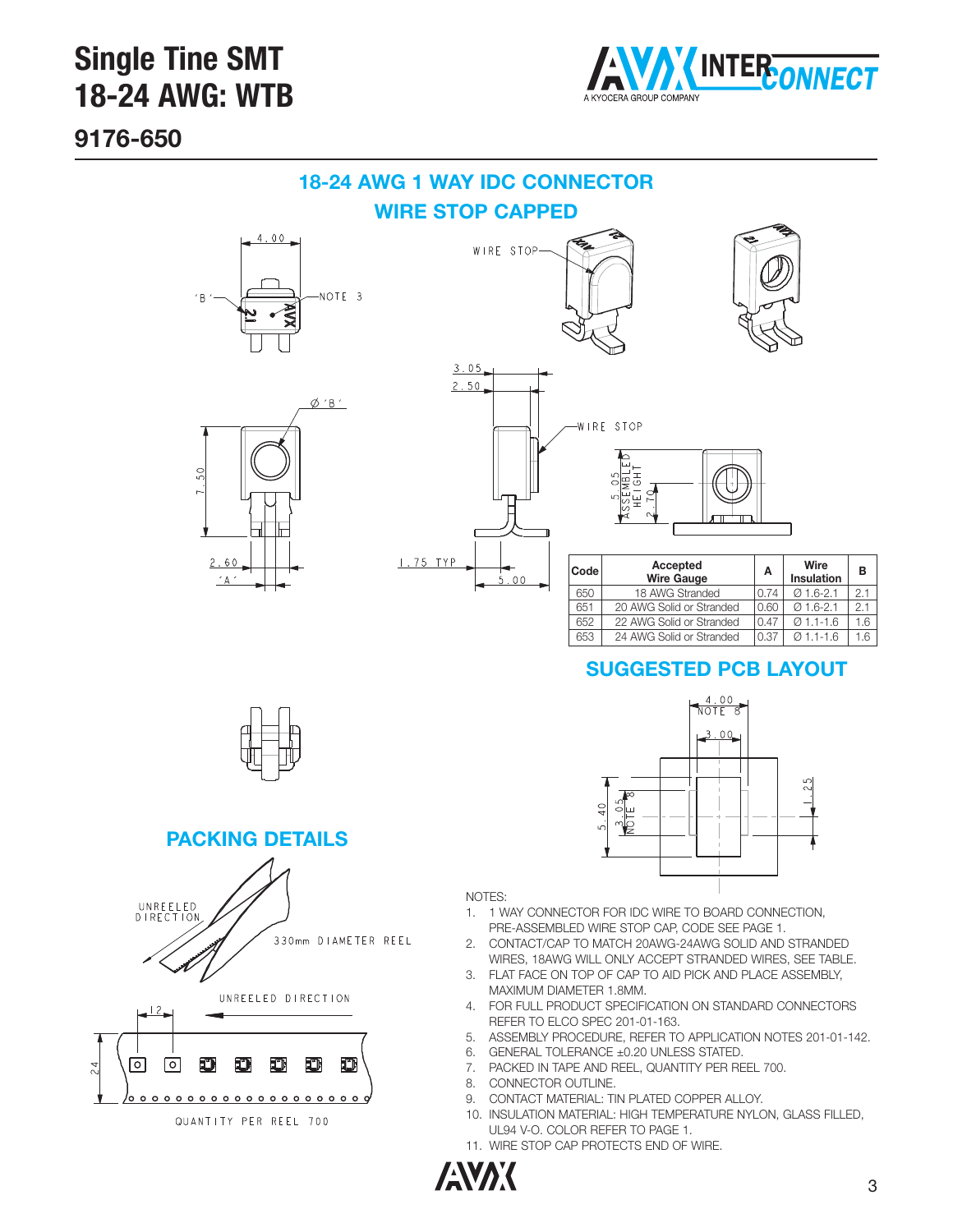# Single Tine SMT
# 18-24 AWG: WTB

## 9176-650

## 18-24 AWG 1 WAY IDC CONNECTOR
## WIRE STOP CAPPED

| Code | Accepted Wire Gauge | A | Wire Insulation | B |
|---|---|---|---|---|
| 650 | 18 AWG Stranded | 0.74 | Ø 1.6-2.1 | 2.1 |
| 651 | 20 AWG Solid or Stranded | 0.60 | Ø 1.6-2.1 | 2.1 |
| 652 | 22 AWG Solid or Stranded | 0.47 | Ø 1.1-1.6 | 1.6 |
| 653 | 24 AWG Solid or Stranded | 0.37 | Ø 1.1-1.6 | 1.6 |

## SUGGESTED PCB LAYOUT

## PACKING DETAILS

NOTES:

1. 1 WAY CONNECTOR FOR IDC WIRE TO BOARD CONNECTION, PRE-ASSEMBLED WIRE STOP CAP, CODE SEE PAGE 1.
2. CONTACT/CAP TO MATCH 20AWG-24AWG SOLID AND STRANDED WIRES, 18AWG WILL ONLY ACCEPT STRANDED WIRES, SEE TABLE.
3. FLAT FACE ON TOP OF CAP TO AID PICK AND PLACE ASSEMBLY, MAXIMUM DIAMETER 1.8MM.
4. FOR FULL PRODUCT SPECIFICATION ON STANDARD CONNECTORS REFER TO ELCO SPEC 201-01-163.
5. ASSEMBLY PROCEDURE, REFER TO APPLICATION NOTES 201-01-142.
6. GENERAL TOLERANCE ±0.20 UNLESS STATED.
7. PACKED IN TAPE AND REEL, QUANTITY PER REEL 700.
8. CONNECTOR OUTLINE.
9. CONTACT MATERIAL: TIN PLATED COPPER ALLOY.
10. INSULATION MATERIAL: HIGH TEMPERATURE NYLON, GLASS FILLED, UL94 V-O. COLOR REFER TO PAGE 1.
11. WIRE STOP CAP PROTECTS END OF WIRE.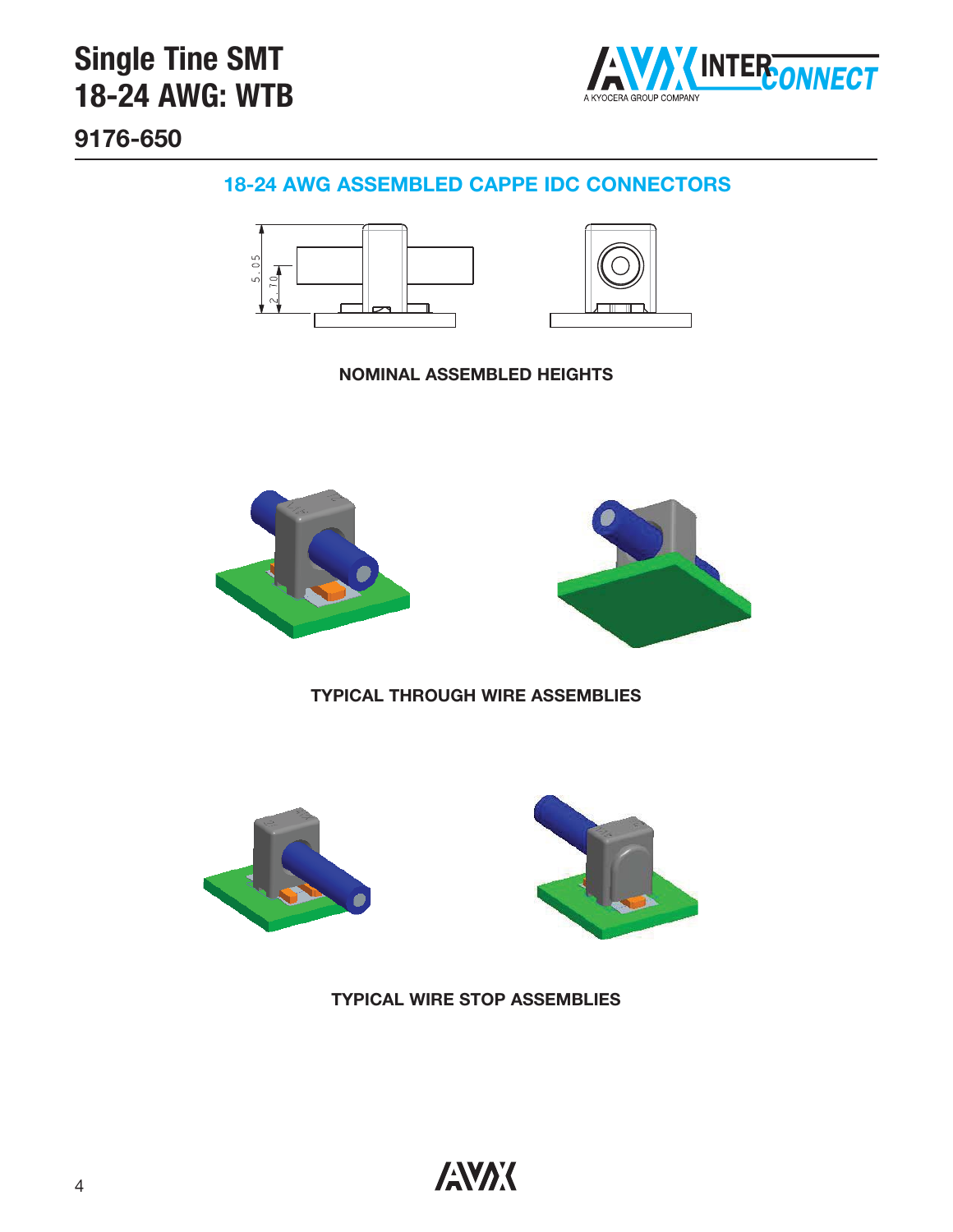# Single Tine SMT 18-24 AWG: WTB

## 9176-650

### 18-24 AWG ASSEMBLED CAPPE IDC CONNECTORS

5.05

2.70

**NOMINAL ASSEMBLED HEIGHTS**

**TYPICAL THROUGH WIRE ASSEMBLIES**

**TYPICAL WIRE STOP ASSEMBLIES**